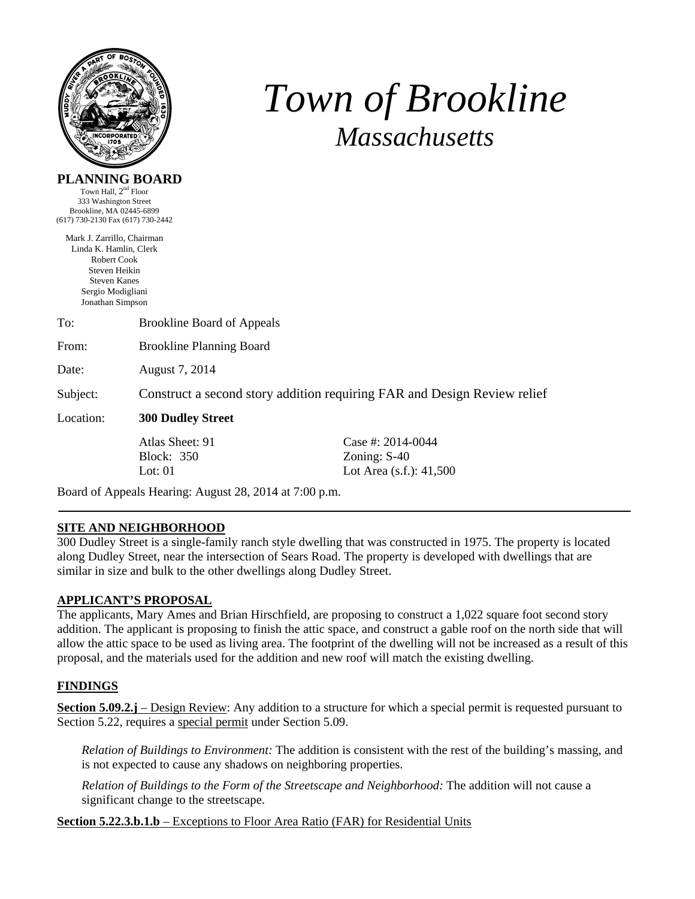# Town of Brookline

## *Massachusetts*

**PLANNING BOARD**
Town Hall, 2nd Floor
333 Washington Street
Brookline, MA 02445-6899
(617) 730-2130 Fax (617) 730-2442

Mark J. Zarrillo, Chairman
Linda K. Hamlin, Clerk
Robert Cook
Steven Heikin
Steven Kanes
Sergio Modigliani
Jonathan Simpson

To: Brookline Board of Appeals

From: Brookline Planning Board

Date: August 7, 2014

Subject: Construct a second story addition requiring FAR and Design Review relief

Location: **300 Dudley Street**

| | |
|---|---|
| Atlas Sheet: 91 | Case #: 2014-0044 |
| Block: 350 | Zoning: S-40 |
| Lot: 01 | Lot Area (s.f.): 41,500 |

Board of Appeals Hearing: August 28, 2014 at 7:00 p.m.

---

**SITE AND NEIGHBORHOOD**

300 Dudley Street is a single-family ranch style dwelling that was constructed in 1975. The property is located along Dudley Street, near the intersection of Sears Road. The property is developed with dwellings that are similar in size and bulk to the other dwellings along Dudley Street.

**APPLICANT'S PROPOSAL**

The applicants, Mary Ames and Brian Hirschfield, are proposing to construct a 1,022 square foot second story addition. The applicant is proposing to finish the attic space, and construct a gable roof on the north side that will allow the attic space to be used as living area. The footprint of the dwelling will not be increased as a result of this proposal, and the materials used for the addition and new roof will match the existing dwelling.

**FINDINGS**

**Section 5.09.2.j** – Design Review: Any addition to a structure for which a special permit is requested pursuant to Section 5.22, requires a special permit under Section 5.09.

*Relation of Buildings to Environment:* The addition is consistent with the rest of the building's massing, and is not expected to cause any shadows on neighboring properties.

*Relation of Buildings to the Form of the Streetscape and Neighborhood:* The addition will not cause a significant change to the streetscape.

**Section 5.22.3.b.1.b** – Exceptions to Floor Area Ratio (FAR) for Residential Units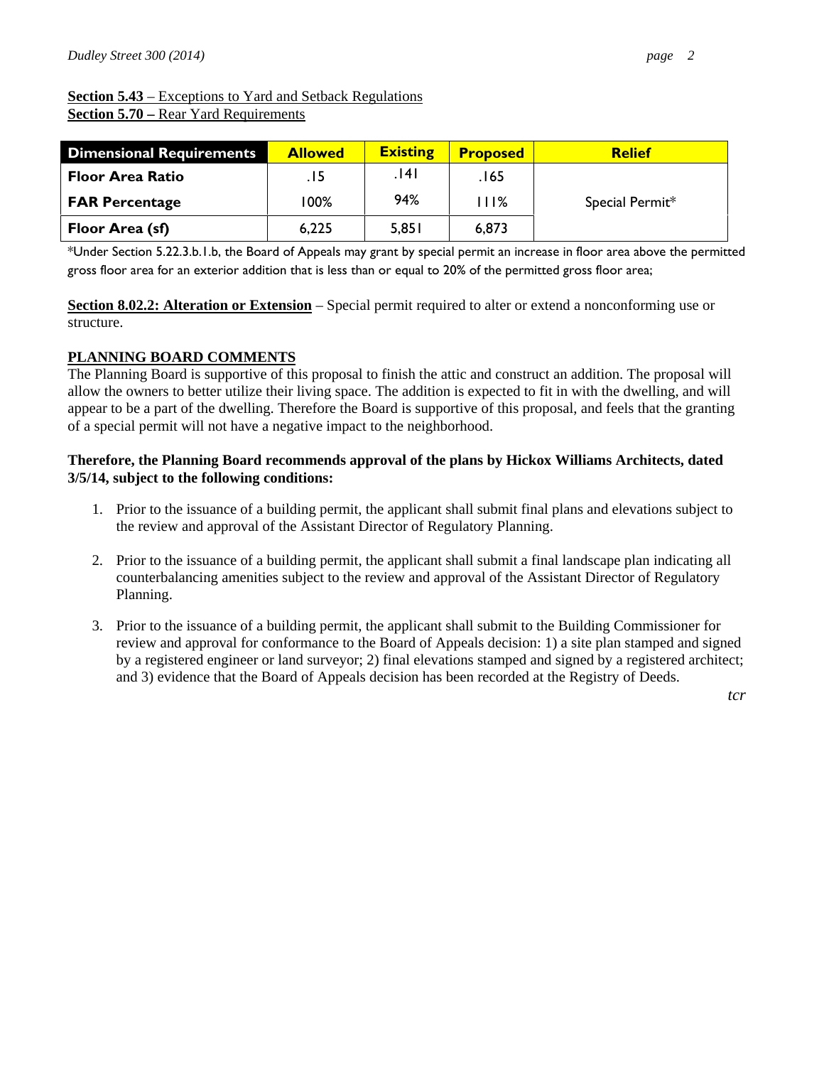**Section 5.43** – Exceptions to Yard and Setback Regulations
**Section 5.70 –** Rear Yard Requirements

| Dimensional Requirements | Allowed | Existing | Proposed | Relief |
|---|---|---|---|---|
| Floor Area Ratio | .15 | .141 | .165 | |
| FAR Percentage | 100% | 94% | 111% | Special Permit* |
| Floor Area (sf) | 6,225 | 5,851 | 6,873 | |

*Under Section 5.22.3.b.1.b, the Board of Appeals may grant by special permit an increase in floor area above the permitted gross floor area for an exterior addition that is less than or equal to 20% of the permitted gross floor area;

**Section 8.02.2: Alteration or Extension** – Special permit required to alter or extend a nonconforming use or structure.

## PLANNING BOARD COMMENTS

The Planning Board is supportive of this proposal to finish the attic and construct an addition. The proposal will allow the owners to better utilize their living space. The addition is expected to fit in with the dwelling, and will appear to be a part of the dwelling. Therefore the Board is supportive of this proposal, and feels that the granting of a special permit will not have a negative impact to the neighborhood.

**Therefore, the Planning Board recommends approval of the plans by Hickox Williams Architects, dated 3/5/14, subject to the following conditions:**

1. Prior to the issuance of a building permit, the applicant shall submit final plans and elevations subject to the review and approval of the Assistant Director of Regulatory Planning.

2. Prior to the issuance of a building permit, the applicant shall submit a final landscape plan indicating all counterbalancing amenities subject to the review and approval of the Assistant Director of Regulatory Planning.

3. Prior to the issuance of a building permit, the applicant shall submit to the Building Commissioner for review and approval for conformance to the Board of Appeals decision: 1) a site plan stamped and signed by a registered engineer or land surveyor; 2) final elevations stamped and signed by a registered architect; and 3) evidence that the Board of Appeals decision has been recorded at the Registry of Deeds.

*tcr*